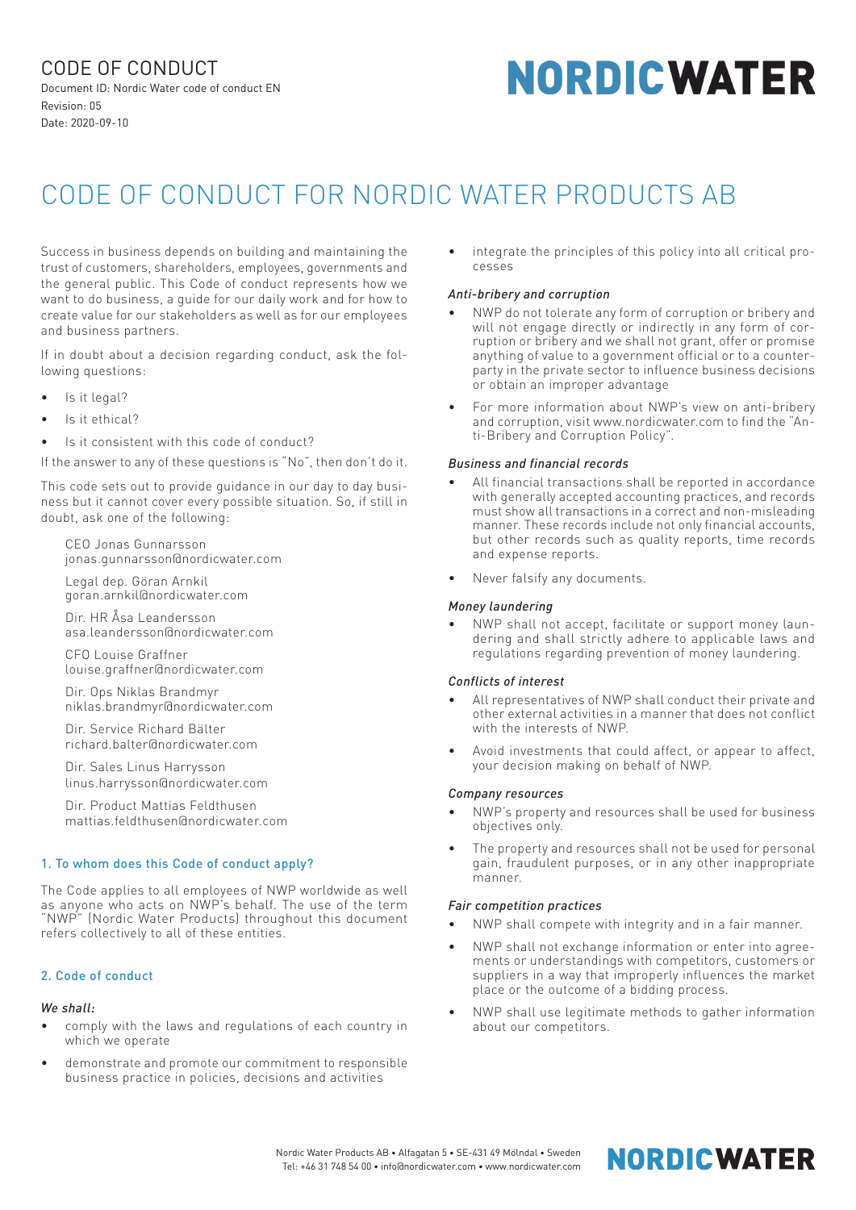CODE OF CONDUCT

Document ID: Nordic Water code of conduct EN
Revision: 05
Date: 2020-09-10

# CODE OF CONDUCT FOR NORDIC WATER PRODUCTS AB

Success in business depends on building and maintaining the trust of customers, shareholders, employees, governments and the general public. This Code of conduct represents how we want to do business, a guide for our daily work and for how to create value for our stakeholders as well as for our employees and business partners.

If in doubt about a decision regarding conduct, ask the following questions:

- Is it legal?
- Is it ethical?
- Is it consistent with this code of conduct?

If the answer to any of these questions is "No", then don't do it.

This code sets out to provide guidance in our day to day business but it cannot cover every possible situation. So, if still in doubt, ask one of the following:

CEO Jonas Gunnarsson
jonas.gunnarsson@nordicwater.com

Legal dep. Göran Arnkil
goran.arnkil@nordicwater.com

Dir. HR Åsa Leandersson
asa.leandersson@nordicwater.com

CFO Louise Graffner
louise.graffner@nordicwater.com

Dir. Ops Niklas Brandmyr
niklas.brandmyr@nordicwater.com

Dir. Service Richard Bälter
richard.balter@nordicwater.com

Dir. Sales Linus Harrysson
linus.harrysson@nordicwater.com

Dir. Product Mattias Feldthusen
mattias.feldthusen@nordicwater.com

## 1. To whom does this Code of conduct apply?

The Code applies to all employees of NWP worldwide as well as anyone who acts on NWP's behalf. The use of the term "NWP" (Nordic Water Products) throughout this document refers collectively to all of these entities.

## 2. Code of conduct

*We shall:*

- comply with the laws and regulations of each country in which we operate
- demonstrate and promote our commitment to responsible business practice in policies, decisions and activities
- integrate the principles of this policy into all critical processes

*Anti-bribery and corruption*

- NWP do not tolerate any form of corruption or bribery and will not engage directly or indirectly in any form of corruption or bribery and we shall not grant, offer or promise anything of value to a government official or to a counterparty in the private sector to influence business decisions or obtain an improper advantage
- For more information about NWP's view on anti-bribery and corruption, visit www.nordicwater.com to find the "Anti-Bribery and Corruption Policy".

*Business and financial records*

- All financial transactions shall be reported in accordance with generally accepted accounting practices, and records must show all transactions in a correct and non-misleading manner. These records include not only financial accounts, but other records such as quality reports, time records and expense reports.
- Never falsify any documents.

*Money laundering*

- NWP shall not accept, facilitate or support money laundering and shall strictly adhere to applicable laws and regulations regarding prevention of money laundering.

*Conflicts of interest*

- All representatives of NWP shall conduct their private and other external activities in a manner that does not conflict with the interests of NWP.
- Avoid investments that could affect, or appear to affect, your decision making on behalf of NWP.

*Company resources*

- NWP's property and resources shall be used for business objectives only.
- The property and resources shall not be used for personal gain, fraudulent purposes, or in any other inappropriate manner.

*Fair competition practices*

- NWP shall compete with integrity and in a fair manner.
- NWP shall not exchange information or enter into agreements or understandings with competitors, customers or suppliers in a way that improperly influences the market place or the outcome of a bidding process.
- NWP shall use legitimate methods to gather information about our competitors.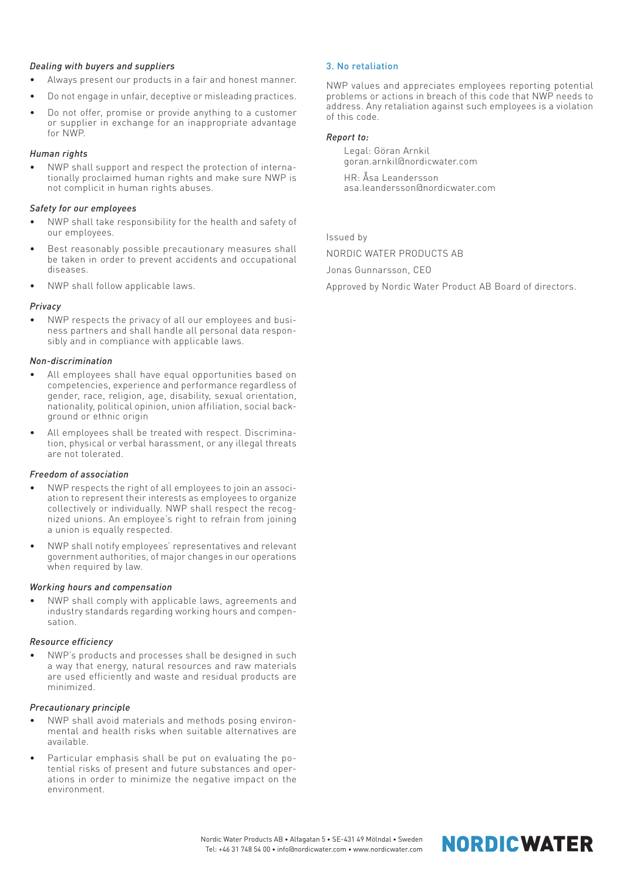*Dealing with buyers and suppliers*

- Always present our products in a fair and honest manner.
- Do not engage in unfair, deceptive or misleading practices.
- Do not offer, promise or provide anything to a customer or supplier in exchange for an inappropriate advantage for NWP.

*Human rights*

- NWP shall support and respect the protection of internationally proclaimed human rights and make sure NWP is not complicit in human rights abuses.

*Safety for our employees*

- NWP shall take responsibility for the health and safety of our employees.
- Best reasonably possible precautionary measures shall be taken in order to prevent accidents and occupational diseases.
- NWP shall follow applicable laws.

*Privacy*

- NWP respects the privacy of all our employees and business partners and shall handle all personal data responsibly and in compliance with applicable laws.

*Non-discrimination*

- All employees shall have equal opportunities based on competencies, experience and performance regardless of gender, race, religion, age, disability, sexual orientation, nationality, political opinion, union affiliation, social background or ethnic origin
- All employees shall be treated with respect. Discrimination, physical or verbal harassment, or any illegal threats are not tolerated.

*Freedom of association*

- NWP respects the right of all employees to join an association to represent their interests as employees to organize collectively or individually. NWP shall respect the recognized unions. An employee's right to refrain from joining a union is equally respected.
- NWP shall notify employees' representatives and relevant government authorities, of major changes in our operations when required by law.

*Working hours and compensation*

- NWP shall comply with applicable laws, agreements and industry standards regarding working hours and compensation.

*Resource efficiency*

- NWP's products and processes shall be designed in such a way that energy, natural resources and raw materials are used efficiently and waste and residual products are minimized.

*Precautionary principle*

- NWP shall avoid materials and methods posing environmental and health risks when suitable alternatives are available.
- Particular emphasis shall be put on evaluating the potential risks of present and future substances and operations in order to minimize the negative impact on the environment.

## 3. No retaliation

NWP values and appreciates employees reporting potential problems or actions in breach of this code that NWP needs to address. Any retaliation against such employees is a violation of this code.

*Report to:*

Legal: Göran Arnkil
goran.arnkil@nordicwater.com

HR: Åsa Leandersson
asa.leandersson@nordicwater.com

Issued by

NORDIC WATER PRODUCTS AB

Jonas Gunnarsson, CEO

Approved by Nordic Water Product AB Board of directors.

Nordic Water Products AB • Alfagatan 5 • SE-431 49 Mölndal • Sweden
Tel: +46 31 748 54 00 • info@nordicwater.com • www.nordicwater.com

NORDICWATER